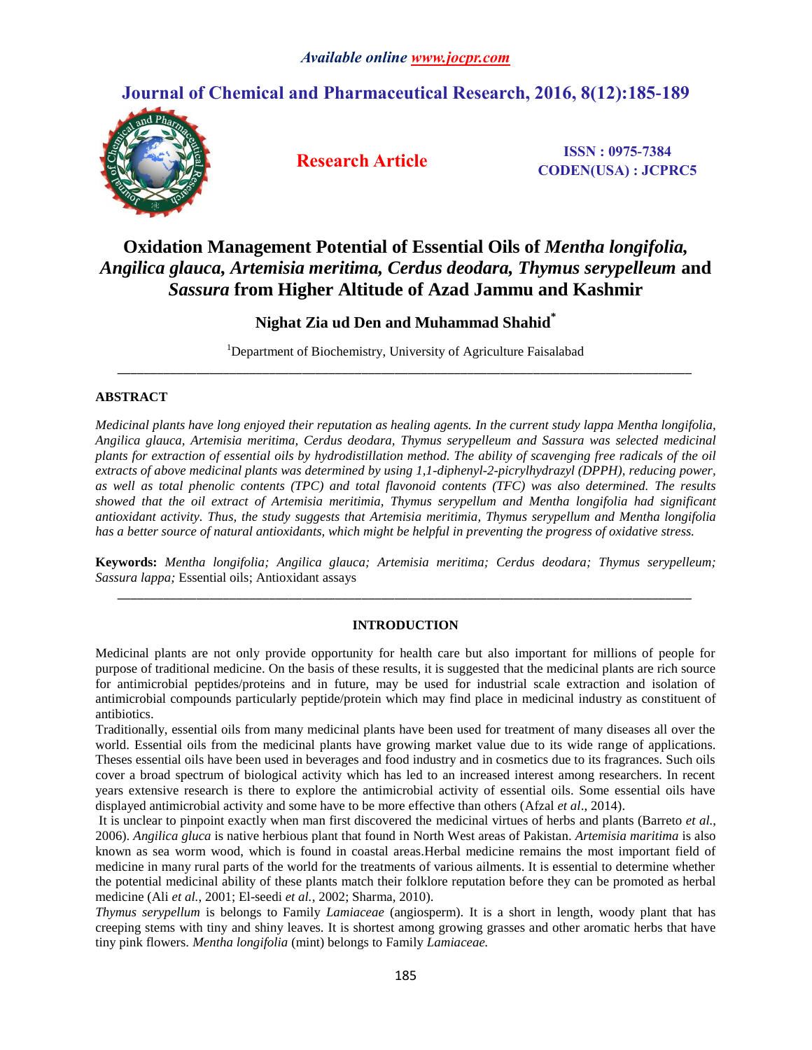# Oxidation Management Potential of Essential Oils of *Mentha longifolia*, *Angilica glauca*, *Artemisia meritima*, *Cerdus deodara*, *Thymus serypelleum* and *Sassura* from Higher Altitude of Azad Jammu and Kashmir

**Nighat Zia ud Den and Muhammad Shahid***

[1]Department of Biochemistry, University of Agriculture Faisalabad

## ABSTRACT

*Medicinal plants have long enjoyed their reputation as healing agents. In the current study lappa Mentha longifolia, Angilica glauca, Artemisia meritima, Cerdus deodara, Thymus serypelleum and Sassura was selected medicinal plants for extraction of essential oils by hydrodistillation method. The ability of scavenging free radicals of the oil extracts of above medicinal plants was determined by using 1,1-diphenyl-2-picrylhydrazyl (DPPH), reducing power, as well as total phenolic contents (TPC) and total flavonoid contents (TFC) was also determined. The results showed that the oil extract of Artemisia meritimia, Thymus serypellum and Mentha longifolia had significant antioxidant activity. Thus, the study suggests that Artemisia meritimia, Thymus serypellum and Mentha longifolia has a better source of natural antioxidants, which might be helpful in preventing the progress of oxidative stress.*

**Keywords:** *Mentha longifolia; Angilica glauca; Artemisia meritima; Cerdus deodara; Thymus serypelleum; Sassura lappa;* Essential oils; Antioxidant assays

## INTRODUCTION

Medicinal plants are not only provide opportunity for health care but also important for millions of people for purpose of traditional medicine. On the basis of these results, it is suggested that the medicinal plants are rich source for antimicrobial peptides/proteins and in future, may be used for industrial scale extraction and isolation of antimicrobial compounds particularly peptide/protein which may find place in medicinal industry as constituent of antibiotics.

Traditionally, essential oils from many medicinal plants have been used for treatment of many diseases all over the world. Essential oils from the medicinal plants have growing market value due to its wide range of applications. Theses essential oils have been used in beverages and food industry and in cosmetics due to its fragrances. Such oils cover a broad spectrum of biological activity which has led to an increased interest among researchers. In recent years extensive research is there to explore the antimicrobial activity of essential oils. Some essential oils have displayed antimicrobial activity and some have to be more effective than others (Afzal *et al*., 2014).

It is unclear to pinpoint exactly when man first discovered the medicinal virtues of herbs and plants (Barreto *et al.*, 2006). *Angilica gluca* is native herbious plant that found in North West areas of Pakistan. *Artemisia maritima* is also known as sea worm wood, which is found in coastal areas.Herbal medicine remains the most important field of medicine in many rural parts of the world for the treatments of various ailments. It is essential to determine whether the potential medicinal ability of these plants match their folklore reputation before they can be promoted as herbal medicine (Ali *et al.*, 2001; El-seedi *et al.*, 2002; Sharma, 2010).

*Thymus serypellum* is belongs to Family *Lamiaceae* (angiosperm). It is a short in length, woody plant that has creeping stems with tiny and shiny leaves. It is shortest among growing grasses and other aromatic herbs that have tiny pink flowers. *Mentha longifolia* (mint) belongs to Family *Lamiaceae.*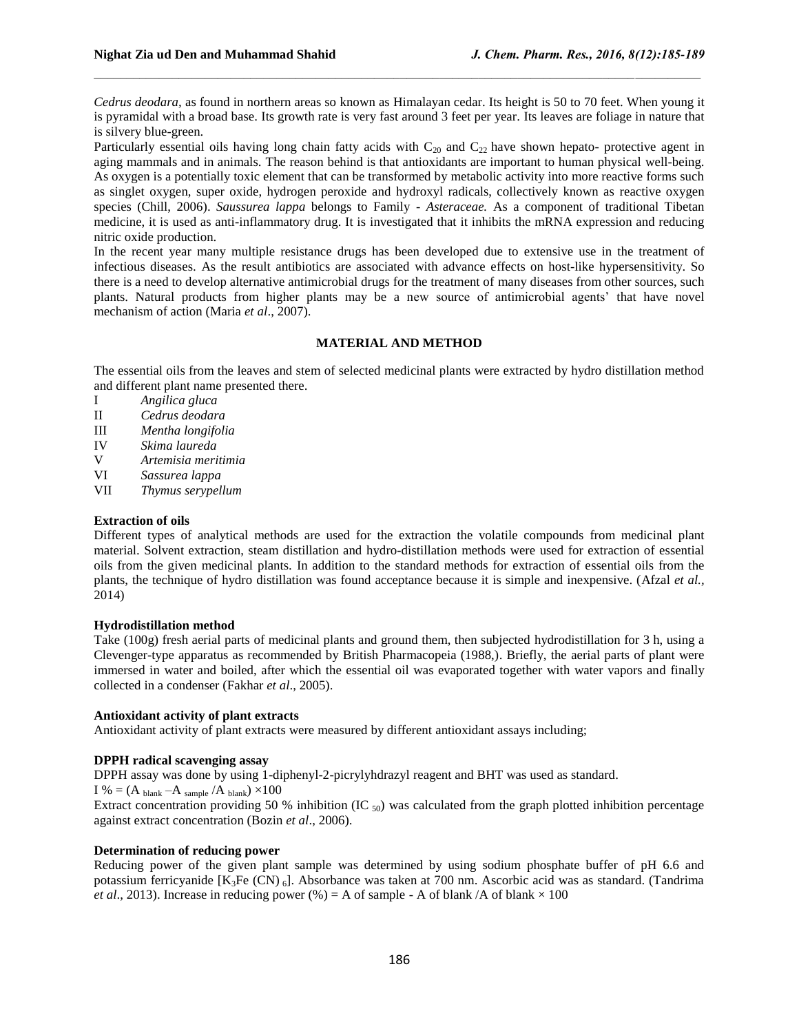*Cedrus deodara,* as found in northern areas so known as Himalayan cedar. Its height is 50 to 70 feet. When young it is pyramidal with a broad base. Its growth rate is very fast around 3 feet per year. Its leaves are foliage in nature that is silvery blue-green.

Particularly essential oils having long chain fatty acids with $C_{20}$ and $C_{22}$ have shown hepato- protective agent in aging mammals and in animals. The reason behind is that antioxidants are important to human physical well-being. As oxygen is a potentially toxic element that can be transformed by metabolic activity into more reactive forms such as singlet oxygen, super oxide, hydrogen peroxide and hydroxyl radicals, collectively known as reactive oxygen species (Chill, 2006). *Saussurea lappa* belongs to Family - *Asteraceae.* As a component of traditional Tibetan medicine, it is used as anti-inflammatory drug. It is investigated that it inhibits the mRNA expression and reducing nitric oxide production.

In the recent year many multiple resistance drugs has been developed due to extensive use in the treatment of infectious diseases. As the result antibiotics are associated with advance effects on host-like hypersensitivity. So there is a need to develop alternative antimicrobial drugs for the treatment of many diseases from other sources, such plants. Natural products from higher plants may be a new source of antimicrobial agents' that have novel mechanism of action (Maria *et al*., 2007).

## MATERIAL AND METHOD

The essential oils from the leaves and stem of selected medicinal plants were extracted by hydro distillation method and different plant name presented there.

I *Angilica gluca*
II *Cedrus deodara*
III *Mentha longifolia*
IV *Skima laureda*
V *Artemisia meritimia*
VI *Sassurea lappa*
VII *Thymus serypellum*

### Extraction of oils

Different types of analytical methods are used for the extraction the volatile compounds from medicinal plant material. Solvent extraction, steam distillation and hydro-distillation methods were used for extraction of essential oils from the given medicinal plants. In addition to the standard methods for extraction of essential oils from the plants, the technique of hydro distillation was found acceptance because it is simple and inexpensive. (Afzal *et al.,* 2014)

### Hydrodistillation method

Take (100g) fresh aerial parts of medicinal plants and ground them, then subjected hydrodistillation for 3 h, using a Clevenger-type apparatus as recommended by British Pharmacopeia (1988,). Briefly, the aerial parts of plant were immersed in water and boiled, after which the essential oil was evaporated together with water vapors and finally collected in a condenser (Fakhar *et al*., 2005).

### Antioxidant activity of plant extracts

Antioxidant activity of plant extracts were measured by different antioxidant assays including;

### DPPH radical scavenging assay

DPPH assay was done by using 1-diphenyl-2-picrylyhdrazyl reagent and BHT was used as standard.

$I\,\% = (A_{blank} - A_{sample} / A_{blank}) \times 100$

Extract concentration providing 50 % inhibition ($IC_{50}$) was calculated from the graph plotted inhibition percentage against extract concentration (Bozin *et al*., 2006).

### Determination of reducing power

Reducing power of the given plant sample was determined by using sodium phosphate buffer of pH 6.6 and potassium ferricyanide [$K_3Fe(CN)_6$]. Absorbance was taken at 700 nm. Ascorbic acid was as standard. (Tandrima *et al*., 2013). Increase in reducing power (%) = A of sample - A of blank /A of blank × 100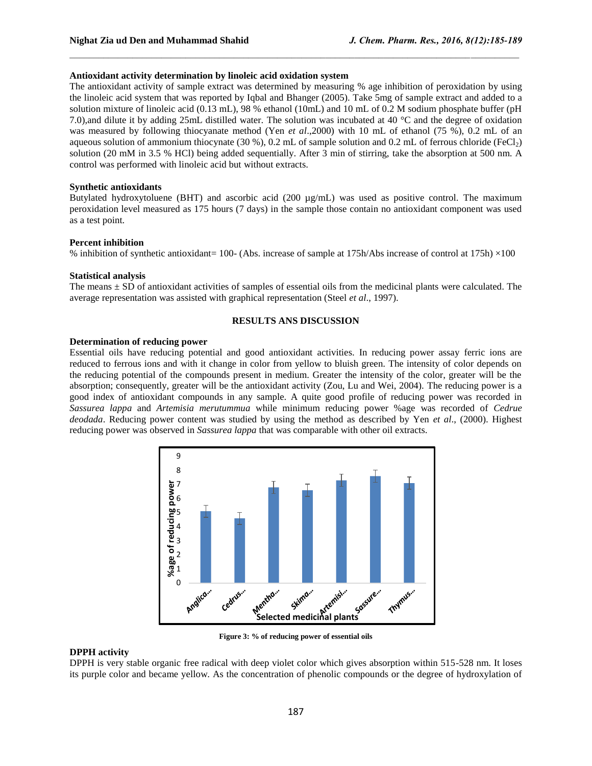### Antioxidant activity determination by linoleic acid oxidation system

The antioxidant activity of sample extract was determined by measuring % age inhibition of peroxidation by using the linoleic acid system that was reported by Iqbal and Bhanger (2005). Take 5mg of sample extract and added to a solution mixture of linoleic acid (0.13 mL), 98 % ethanol (10mL) and 10 mL of 0.2 M sodium phosphate buffer (pH 7.0),and dilute it by adding 25mL distilled water. The solution was incubated at 40 °C and the degree of oxidation was measured by following thiocyanate method (Yen *et al*.,2000) with 10 mL of ethanol (75 %), 0.2 mL of an aqueous solution of ammonium thiocynate (30 %), 0.2 mL of sample solution and 0.2 mL of ferrous chloride ($FeCl_2$) solution (20 mM in 3.5 % HCl) being added sequentially. After 3 min of stirring, take the absorption at 500 nm. A control was performed with linoleic acid but without extracts.

### Synthetic antioxidants

Butylated hydroxytoluene (BHT) and ascorbic acid (200 µg/mL) was used as positive control. The maximum peroxidation level measured as 175 hours (7 days) in the sample those contain no antioxidant component was used as a test point.

### Percent inhibition

% inhibition of synthetic antioxidant= 100- (Abs. increase of sample at 175h/Abs increase of control at 175h) ×100

### Statistical analysis

The means ± SD of antioxidant activities of samples of essential oils from the medicinal plants were calculated. The average representation was assisted with graphical representation (Steel *et al*., 1997).

## RESULTS ANS DISCUSSION

### Determination of reducing power

Essential oils have reducing potential and good antioxidant activities. In reducing power assay ferric ions are reduced to ferrous ions and with it change in color from yellow to bluish green. The intensity of color depends on the reducing potential of the compounds present in medium. Greater the intensity of the color, greater will be the absorption; consequently, greater will be the antioxidant activity (Zou, Lu and Wei, 2004). The reducing power is a good index of antioxidant compounds in any sample. A quite good profile of reducing power was recorded in *Sassurea lappa* and *Artemisia merutummua* while minimum reducing power %age was recorded of *Cedrue deodada*. Reducing power content was studied by using the method as described by Yen *et al*., (2000). Highest reducing power was observed in *Sassurea lappa* that was comparable with other oil extracts.

**Figure 3: % of reducing power of essential oils**

### DPPH activity

DPPH is very stable organic free radical with deep violet color which gives absorption within 515-528 nm. It loses its purple color and became yellow. As the concentration of phenolic compounds or the degree of hydroxylation of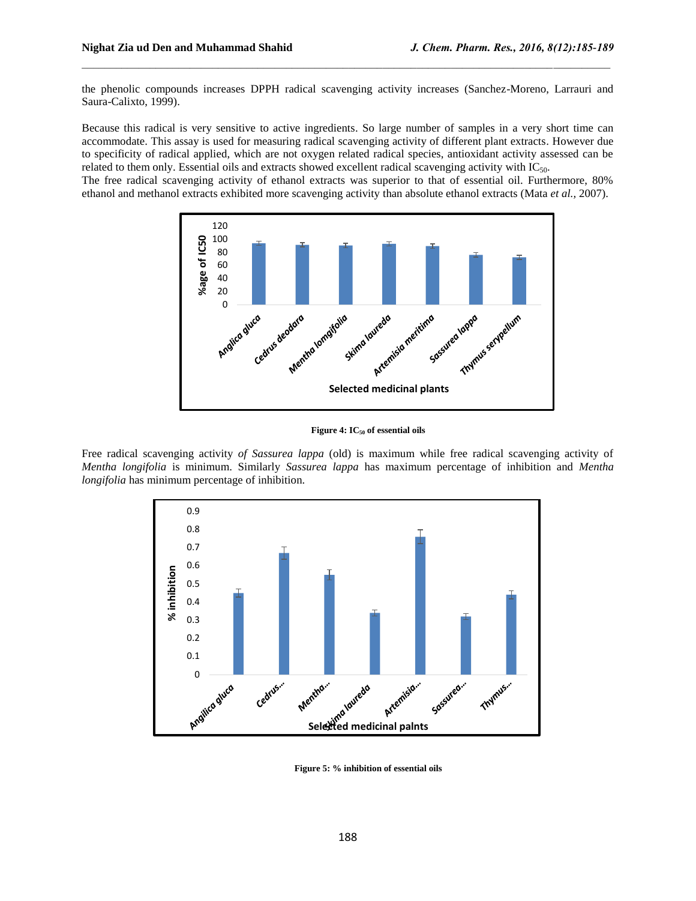the phenolic compounds increases DPPH radical scavenging activity increases (Sanchez-Moreno, Larrauri and Saura-Calixto, 1999).

Because this radical is very sensitive to active ingredients. So large number of samples in a very short time can accommodate. This assay is used for measuring radical scavenging activity of different plant extracts. However due to specificity of radical applied, which are not oxygen related radical species, antioxidant activity assessed can be related to them only. Essential oils and extracts showed excellent radical scavenging activity with $IC_{50}$.

The free radical scavenging activity of ethanol extracts was superior to that of essential oil. Furthermore, 80% ethanol and methanol extracts exhibited more scavenging activity than absolute ethanol extracts (Mata *et al.,* 2007).

**Figure 4: $IC_{50}$ of essential oils**

Free radical scavenging activity *of Sassurea lappa* (old) is maximum while free radical scavenging activity of *Mentha longifolia* is minimum. Similarly *Sassurea lappa* has maximum percentage of inhibition and *Mentha longifolia* has minimum percentage of inhibition.

**Figure 5: % inhibition of essential oils**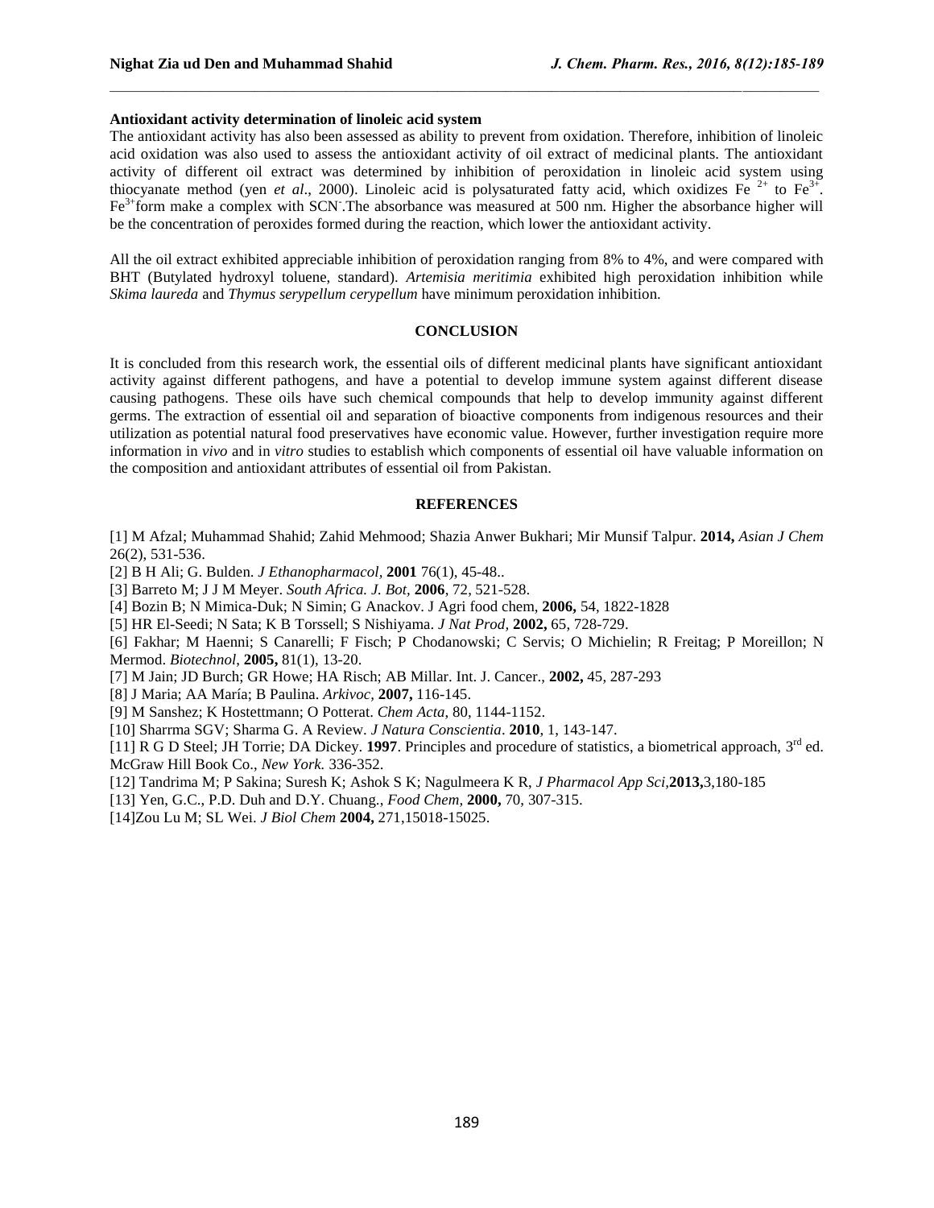**Antioxidant activity determination of linoleic acid system**

The antioxidant activity has also been assessed as ability to prevent from oxidation. Therefore, inhibition of linoleic acid oxidation was also used to assess the antioxidant activity of oil extract of medicinal plants. The antioxidant activity of different oil extract was determined by inhibition of peroxidation in linoleic acid system using thiocyanate method (yen *et al*., 2000). Linoleic acid is polysaturated fatty acid, which oxidizes $Fe^{2+}$ to $Fe^{3+}$. $Fe^{3+}$ form make a complex with $SCN^{-}$.The absorbance was measured at 500 nm. Higher the absorbance higher will be the concentration of peroxides formed during the reaction, which lower the antioxidant activity.

All the oil extract exhibited appreciable inhibition of peroxidation ranging from 8% to 4%, and were compared with BHT (Butylated hydroxyl toluene, standard). *Artemisia meritimia* exhibited high peroxidation inhibition while *Skima laureda* and *Thymus serypellum cerypellum* have minimum peroxidation inhibition.

## CONCLUSION

It is concluded from this research work, the essential oils of different medicinal plants have significant antioxidant activity against different pathogens, and have a potential to develop immune system against different disease causing pathogens. These oils have such chemical compounds that help to develop immunity against different germs. The extraction of essential oil and separation of bioactive components from indigenous resources and their utilization as potential natural food preservatives have economic value. However, further investigation require more information in *vivo* and in *vitro* studies to establish which components of essential oil have valuable information on the composition and antioxidant attributes of essential oil from Pakistan.

## REFERENCES

[1] M Afzal; Muhammad Shahid; Zahid Mehmood; Shazia Anwer Bukhari; Mir Munsif Talpur. **2014,** *Asian J Chem* 26(2), 531-536.

[2] B H Ali; G. Bulden. *J Ethanopharmacol*, **2001** 76(1), 45-48..

[3] Barreto M; J J M Meyer. *South Africa. J. Bot,* **2006**, 72, 521-528.

[4] Bozin B; N Mimica-Duk; N Simin; G Anackov. J Agri food chem, **2006,** 54, 1822-1828

[5] HR El-Seedi; N Sata; K B Torssell; S Nishiyama. *J Nat Prod*, **2002,** 65, 728-729.

[6] Fakhar; M Haenni; S Canarelli; F Fisch; P Chodanowski; C Servis; O Michielin; R Freitag; P Moreillon; N Mermod. *Biotechnol*, **2005,** 81(1), 13-20.

[7] M Jain; JD Burch; GR Howe; HA Risch; AB Millar. Int. J. Cancer., **2002,** 45, 287-293

[8] J Maria; AA María; B Paulina. *Arkivoc*, **2007,** 116-145.

[9] M Sanshez; K Hostettmann; O Potterat. *Chem Acta*, 80, 1144-1152.

[10] Sharrma SGV; Sharma G. A Review. *J Natura Conscientia*. **2010**, 1, 143-147.

[11] R G D Steel; JH Torrie; DA Dickey. **1997**. Principles and procedure of statistics, a biometrical approach, 3rd ed. McGraw Hill Book Co., *New York.* 336-352.

[12] Tandrima M; P Sakina; Suresh K; Ashok S K; Nagulmeera K R, *J Pharmacol App Sci*,**2013,**3,180-185

[13] Yen, G.C., P.D. Duh and D.Y. Chuang*., Food Chem,* **2000,** 70, 307-315.

[14]Zou Lu M; SL Wei. *J Biol Chem* **2004,** 271,15018-15025.